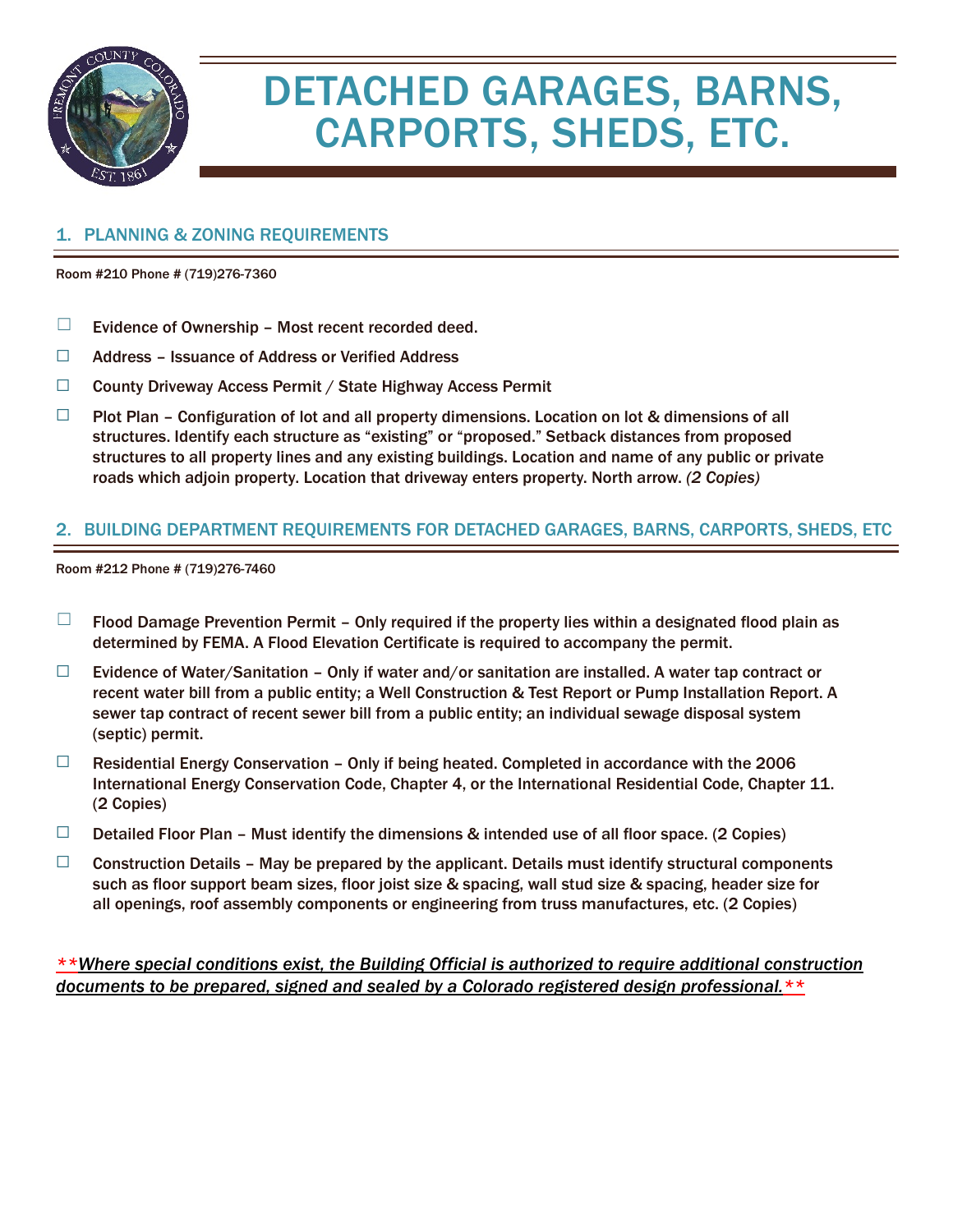# DETACHED GARAGES, BARNS, CARPORTS, SHEDS, ETC.

## 1. PLANNING & ZONING REQUIREMENTS

**Room #210 Phone # (719)276-7360**

- ☐ Evidence of Ownership – Most recent recorded deed.
- ☐ Address – Issuance of Address or Verified Address
- ☐ County Driveway Access Permit / State Highway Access Permit
- ☐ Plot Plan – Configuration of lot and all property dimensions. Location on lot & dimensions of all structures. Identify each structure as "existing" or "proposed." Setback distances from proposed structures to all property lines and any existing buildings. Location and name of any public or private roads which adjoin property. Location that driveway enters property. North arrow. *(2 Copies)*

## 2. BUILDING DEPARTMENT REQUIREMENTS FOR DETACHED GARAGES, BARNS, CARPORTS, SHEDS, ETC

**Room #212 Phone # (719)276-7460**

- ☐ Flood Damage Prevention Permit – Only required if the property lies within a designated flood plain as determined by FEMA. A Flood Elevation Certificate is required to accompany the permit.
- ☐ Evidence of Water/Sanitation – Only if water and/or sanitation are installed. A water tap contract or recent water bill from a public entity; a Well Construction & Test Report or Pump Installation Report. A sewer tap contract of recent sewer bill from a public entity; an individual sewage disposal system (septic) permit.
- ☐ Residential Energy Conservation – Only if being heated. Completed in accordance with the 2006 International Energy Conservation Code, Chapter 4, or the International Residential Code, Chapter 11. (2 Copies)
- ☐ Detailed Floor Plan – Must identify the dimensions & intended use of all floor space. (2 Copies)
- ☐ Construction Details – May be prepared by the applicant. Details must identify structural components such as floor support beam sizes, floor joist size & spacing, wall stud size & spacing, header size for all openings, roof assembly components or engineering from truss manufactures, etc. (2 Copies)

***\*\*Where special conditions exist, the Building Official is authorized to require additional construction documents to be prepared, signed and sealed by a Colorado registered design professional.\*\****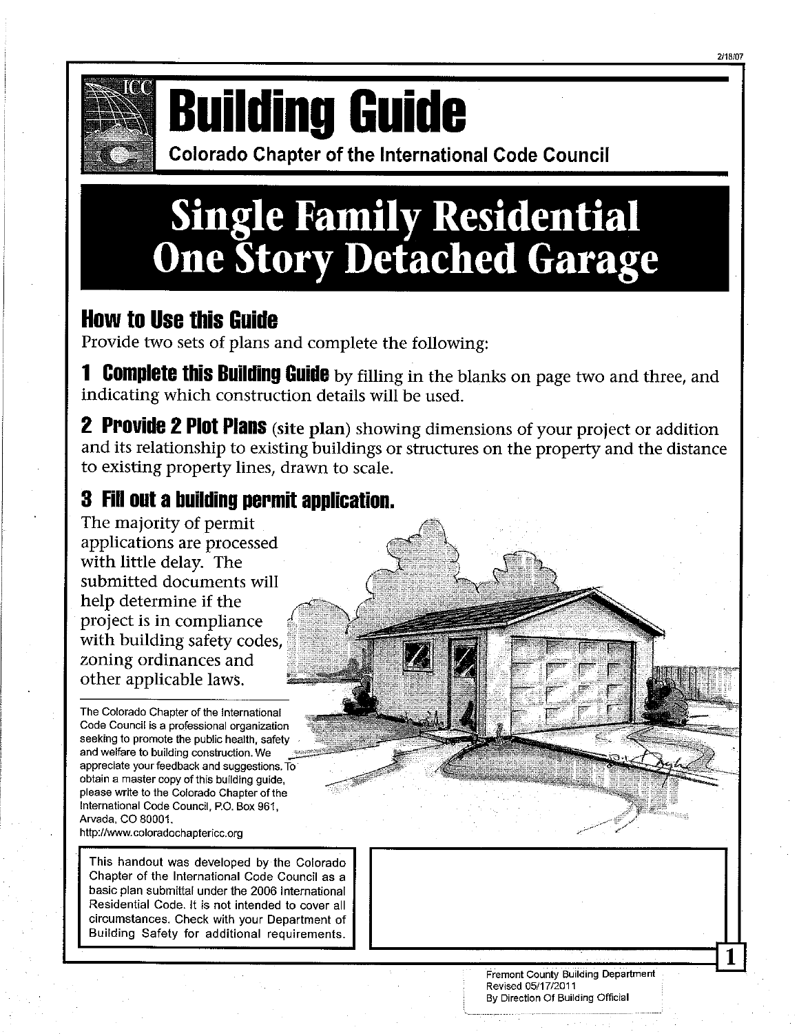# Building Guide

**Colorado Chapter of the International Code Council**

# Single Family Residential One Story Detached Garage

## How to Use this Guide

Provide two sets of plans and complete the following:

**1 Complete this Building Guide** by filling in the blanks on page two and three, and indicating which construction details will be used.

**2 Provide 2 Plot Plans** (site plan) showing dimensions of your project or addition and its relationship to existing buildings or structures on the property and the distance to existing property lines, drawn to scale.

**3 Fill out a building permit application.**

The majority of permit applications are processed with little delay. The submitted documents will help determine if the project is in compliance with building safety codes, zoning ordinances and other applicable laws.

The Colorado Chapter of the International Code Council is a professional organization seeking to promote the public health, safety and welfare to building construction. We appreciate your feedback and suggestions. To obtain a master copy of this building guide, please write to the Colorado Chapter of the International Code Council, P.O. Box 961, Arvada, CO 80001.
http://www.coloradochaptericc.org

This handout was developed by the Colorado Chapter of the International Code Council as a basic plan submittal under the 2006 International Residential Code. It is not intended to cover all circumstances. Check with your Department of Building Safety for additional requirements.

Fremont County Building Department
Revised 05/17/2011
By Direction Of Building Official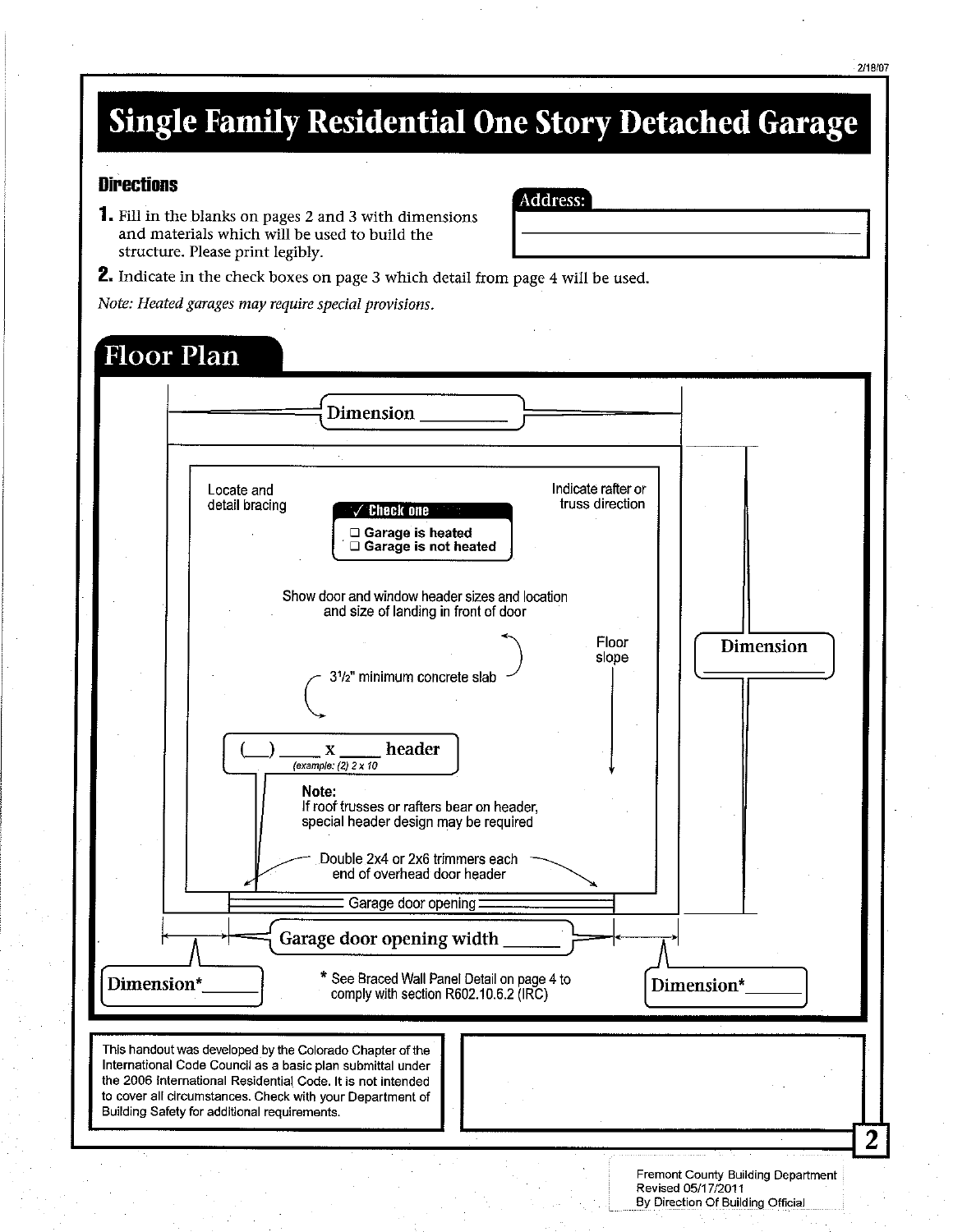# Single Family Residential One Story Detached Garage

### Directions

**1.** Fill in the blanks on pages 2 and 3 with dimensions and materials which will be used to build the structure. Please print legibly.

**2.** Indicate in the check boxes on page 3 which detail from page 4 will be used.

*Note: Heated garages may require special provisions.*

**Address:** ______________________________

## Floor Plan

Dimension ________

Dimension ________

Locate and detail bracing

Indicate rafter or truss direction

**✓ Check one**

- ☐ **Garage is heated**
- ☐ **Garage is not heated**

Show door and window header sizes and location and size of landing in front of door

Floor slope

3½" minimum concrete slab

(__) ____ x ____ header
*(example: (2) 2 x 10)*

**Note:**
If roof trusses or rafters bear on header, special header design may be required

Double 2x4 or 2x6 trimmers each end of overhead door header

Garage door opening

Garage door opening width ______

Dimension* ______

Dimension* ______

* See Braced Wall Panel Detail on page 4 to comply with section R602.10.6.2 (IRC)

This handout was developed by the Colorado Chapter of the International Code Council as a basic plan submittal under the 2006 International Residential Code. It is not intended to cover all circumstances. Check with your Department of Building Safety for additional requirements.

Fremont County Building Department
Revised 05/17/2011
By Direction Of Building Official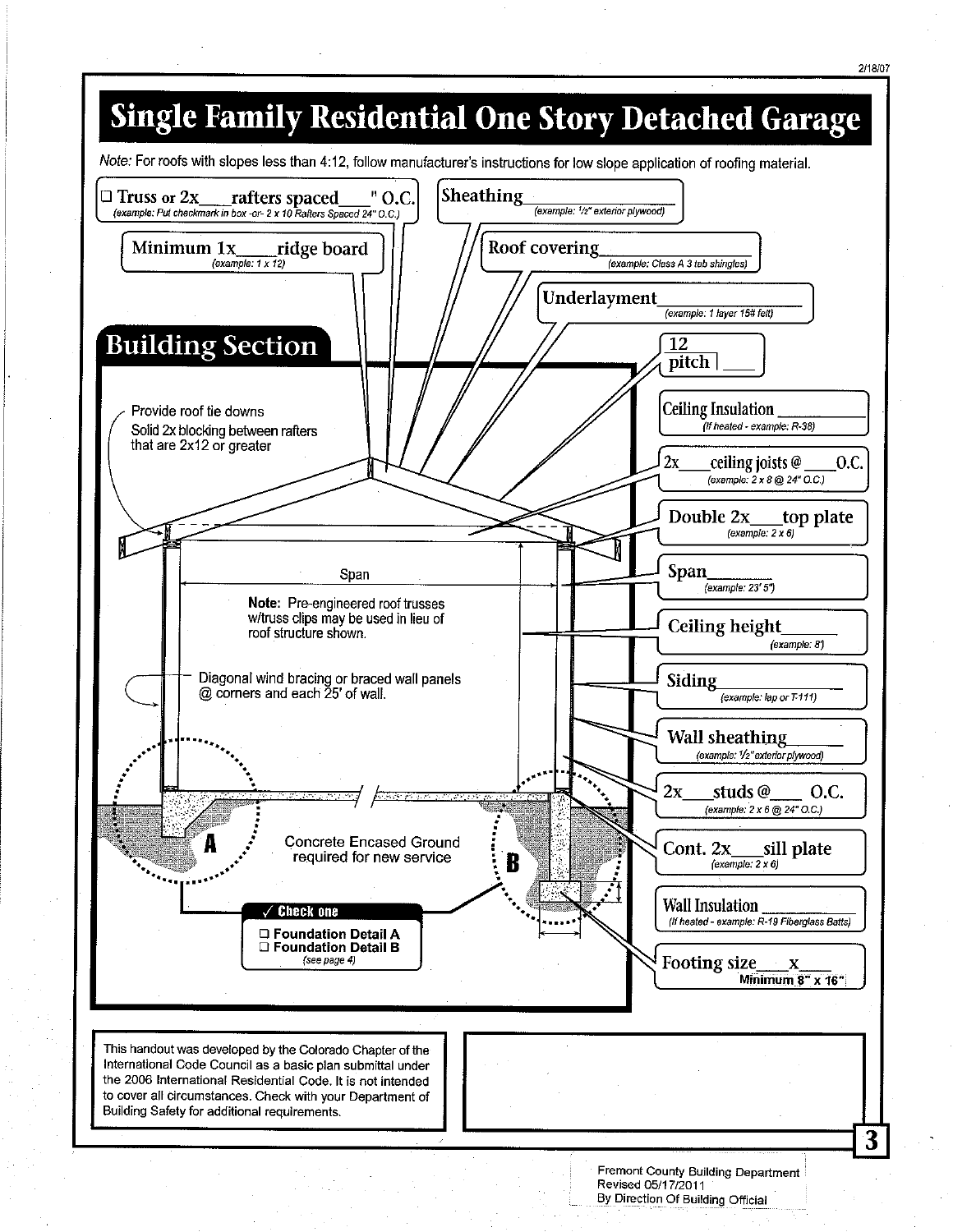# Single Family Residential One Story Detached Garage

*Note:* For roofs with slopes less than 4:12, follow manufacturer's instructions for low slope application of roofing material.

☐ Truss or 2x____ rafters spaced____" O.C.
*(example: Put checkmark in box -or- 2 x 10 Rafters Spaced 24" O.C.)*

Sheathing____________
*(example: 1/2" exterior plywood)*

Minimum 1x____ ridge board
*(example: 1 x 12)*

Roof covering____________
*(example: Class A 3 tab shingles)*

Underlayment____________
*(example: 1 layer 15# felt)*

## Building Section

12
pitch ____

Provide roof tie downs
Solid 2x blocking between rafters that are 2x12 or greater

Ceiling Insulation ____________
*(If heated - example: R-38)*

2x____ ceiling joists @____ O.C.
*(example: 2 x 8 @ 24" O.C.)*

Double 2x____ top plate
*(example: 2 x 6)*

Span

Span________
*(example: 23' 5")*

**Note:** Pre-engineered roof trusses w/truss clips may be used in lieu of roof structure shown.

Ceiling height________
*(example: 8')*

Diagonal wind bracing or braced wall panels @ corners and each 25' of wall.

Siding____________
*(example: lap or T-111)*

Wall sheathing________
*(example: 1/2" exterior plywood)*

2x____ studs @____ O.C.
*(example: 2 x 6 @ 24" O.C.)*

A

Concrete Encased Ground required for new service

B

Cont. 2x____ sill plate
*(example: 2 x 6)*

✓ Check one

☐ Foundation Detail A
☐ Foundation Detail B
*(see page 4)*

Wall Insulation ____________
*(If heated - example: R-19 Fiberglass Batts)*

Footing size____ x____
Minimum 8" x 16"

This handout was developed by the Colorado Chapter of the International Code Council as a basic plan submittal under the 2006 International Residential Code. It is not intended to cover all circumstances. Check with your Department of Building Safety for additional requirements.

Fremont County Building Department
Revised 05/17/2011
By Direction Of Building Official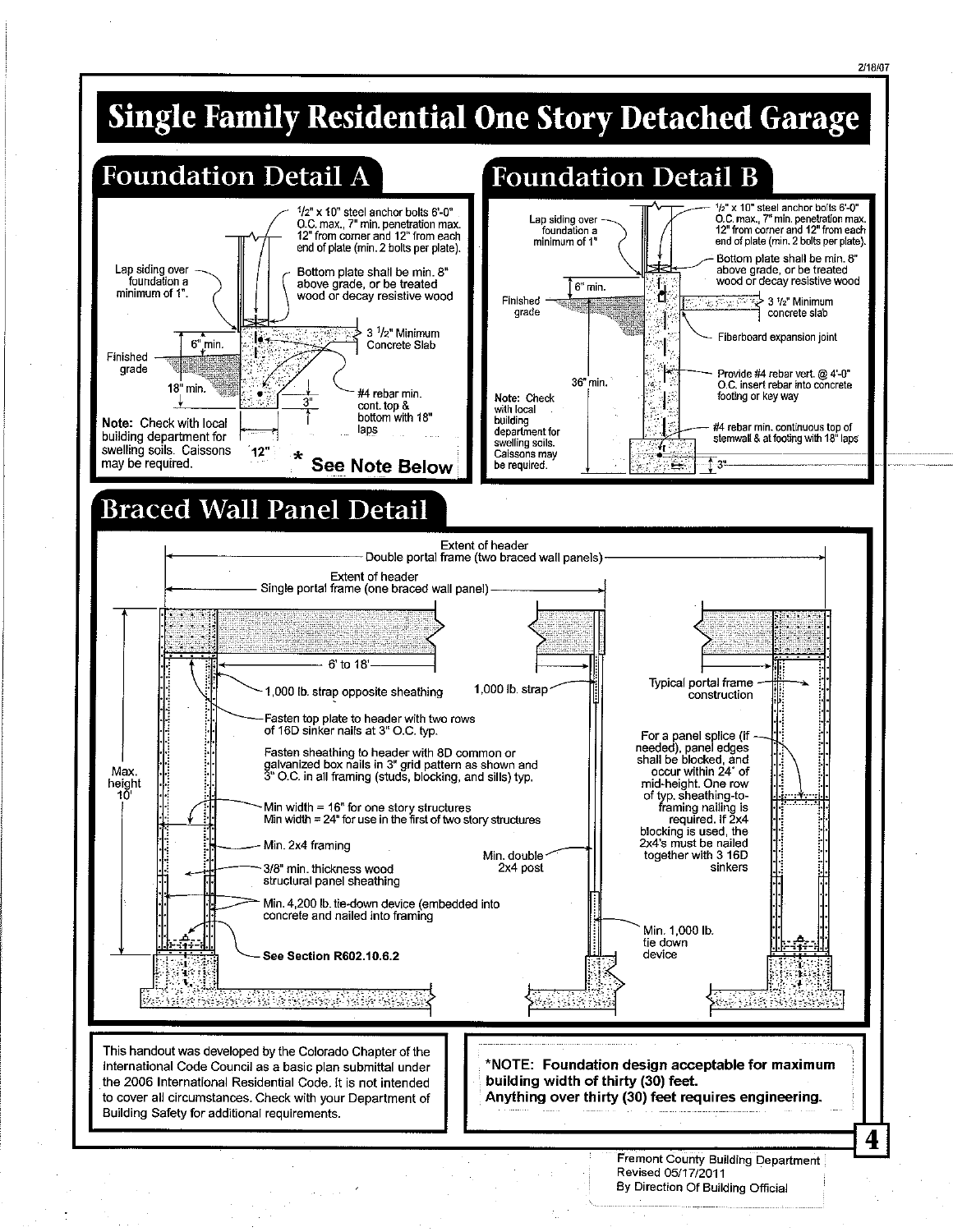# Single Family Residential One Story Detached Garage

## Foundation Detail A

½" x 10" steel anchor bolts 6'-0" O.C. max., 7" min. penetration max. 12" from corner and 12" from each end of plate (min. 2 bolts per plate).

Lap siding over foundation a minimum of 1".

Bottom plate shall be min. 8" above grade, or be treated wood or decay resistive wood

3 ½" Minimum Concrete Slab

6" min.

Finished grade

18" min.

3"

#4 rebar min. cont. top & bottom with 18" laps

12"

**Note:** Check with local building department for swelling soils. Caissons may be required.

**\* See Note Below**

## Foundation Detail B

½" x 10" steel anchor bolts 6'-0" O.C. max., 7" min. penetration max. 12" from corner and 12" from each end of plate (min. 2 bolts per plate).

Lap siding over foundation a minimum of 1"

Bottom plate shall be min. 8" above grade, or be treated wood or decay resistive wood

6" min.

3 ½" Minimum concrete slab

Finished grade

Fiberboard expansion joint

36" min.

Provide #4 rebar vert. @ 4'-0" O.C. insert rebar into concrete footing or key way

**Note:** Check with local building department for swelling soils. Caissons may be required.

#4 rebar min. continuous top of stemwall & at footing with 18" laps

3"

## Braced Wall Panel Detail

Extent of header
Double portal frame (two braced wall panels)

Extent of header
Single portal frame (one braced wall panel)

6' to 18'

Max. height 10'

1,000 lb. strap opposite sheathing

1,000 lb. strap

Fasten top plate to header with two rows of 16D sinker nails at 3" O.C. typ.

Fasten sheathing to header with 8D common or galvanized box nails in 3" grid pattern as shown and 3" O.C. in all framing (studs, blocking, and sills) typ.

Min width = 16" for one story structures
Min width = 24" for use in the first of two story structures

Min. 2x4 framing

Min. double 2x4 post

3/8" min. thickness wood structural panel sheathing

Min. 4,200 lb. tie-down device (embedded into concrete and nailed into framing

See Section R602.10.6.2

Typical portal frame construction

For a panel splice (if needed), panel edges shall be blocked, and occur within 24" of mid-height. One row of typ. sheathing-to-framing nailing is required. If 2x4 blocking is used, the 2x4's must be nailed together with 3 16D sinkers

Min. 1,000 lb. tie down device

This handout was developed by the Colorado Chapter of the International Code Council as a basic plan submittal under the 2006 International Residential Code. It is not intended to cover all circumstances. Check with your Department of Building Safety for additional requirements.

**\*NOTE: Foundation design acceptable for maximum building width of thirty (30) feet.**
**Anything over thirty (30) feet requires engineering.**

Fremont County Building Department
Revised 05/17/2011
By Direction Of Building Official